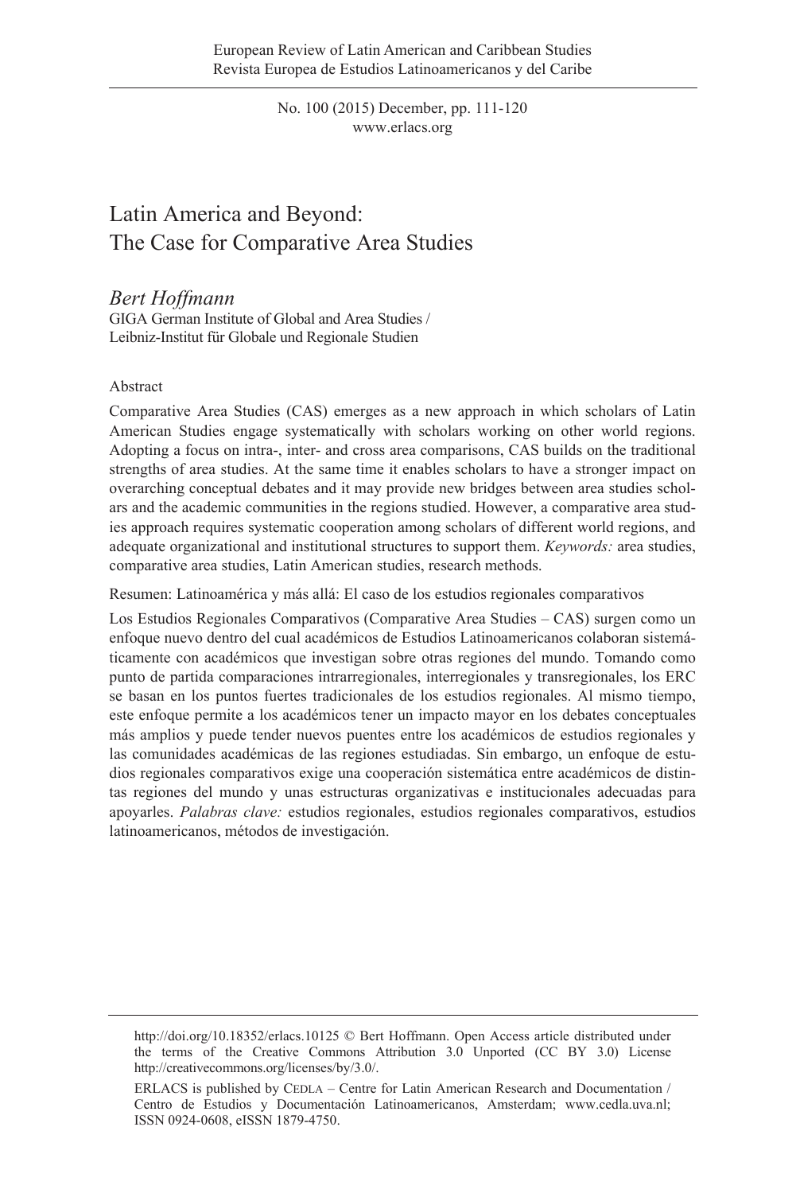# Latin America and Beyond: The Case for Comparative Area Studies

*Bert Hoffmann*
GIGA German Institute of Global and Area Studies /
Leibniz-Institut für Globale und Regionale Studien

Abstract

Comparative Area Studies (CAS) emerges as a new approach in which scholars of Latin American Studies engage systematically with scholars working on other world regions. Adopting a focus on intra-, inter- and cross area comparisons, CAS builds on the traditional strengths of area studies. At the same time it enables scholars to have a stronger impact on overarching conceptual debates and it may provide new bridges between area studies scholars and the academic communities in the regions studied. However, a comparative area studies approach requires systematic cooperation among scholars of different world regions, and adequate organizational and institutional structures to support them. *Keywords:* area studies, comparative area studies, Latin American studies, research methods.

Resumen: Latinoamérica y más allá: El caso de los estudios regionales comparativos

Los Estudios Regionales Comparativos (Comparative Area Studies – CAS) surgen como un enfoque nuevo dentro del cual académicos de Estudios Latinoamericanos colaboran sistemáticamente con académicos que investigan sobre otras regiones del mundo. Tomando como punto de partida comparaciones intrarregionales, interregionales y transregionales, los ERC se basan en los puntos fuertes tradicionales de los estudios regionales. Al mismo tiempo, este enfoque permite a los académicos tener un impacto mayor en los debates conceptuales más amplios y puede tender nuevos puentes entre los académicos de estudios regionales y las comunidades académicas de las regiones estudiadas. Sin embargo, un enfoque de estudios regionales comparativos exige una cooperación sistemática entre académicos de distintas regiones del mundo y unas estructuras organizativas e institucionales adecuadas para apoyarles. *Palabras clave:* estudios regionales, estudios regionales comparativos, estudios latinoamericanos, métodos de investigación.

http://doi.org/10.18352/erlacs.10125 © Bert Hoffmann. Open Access article distributed under the terms of the Creative Commons Attribution 3.0 Unported (CC BY 3.0) License http://creativecommons.org/licenses/by/3.0/.

ERLACS is published by CEDLA – Centre for Latin American Research and Documentation / Centro de Estudios y Documentación Latinoamericanos, Amsterdam; www.cedla.uva.nl; ISSN 0924-0608, eISSN 1879-4750.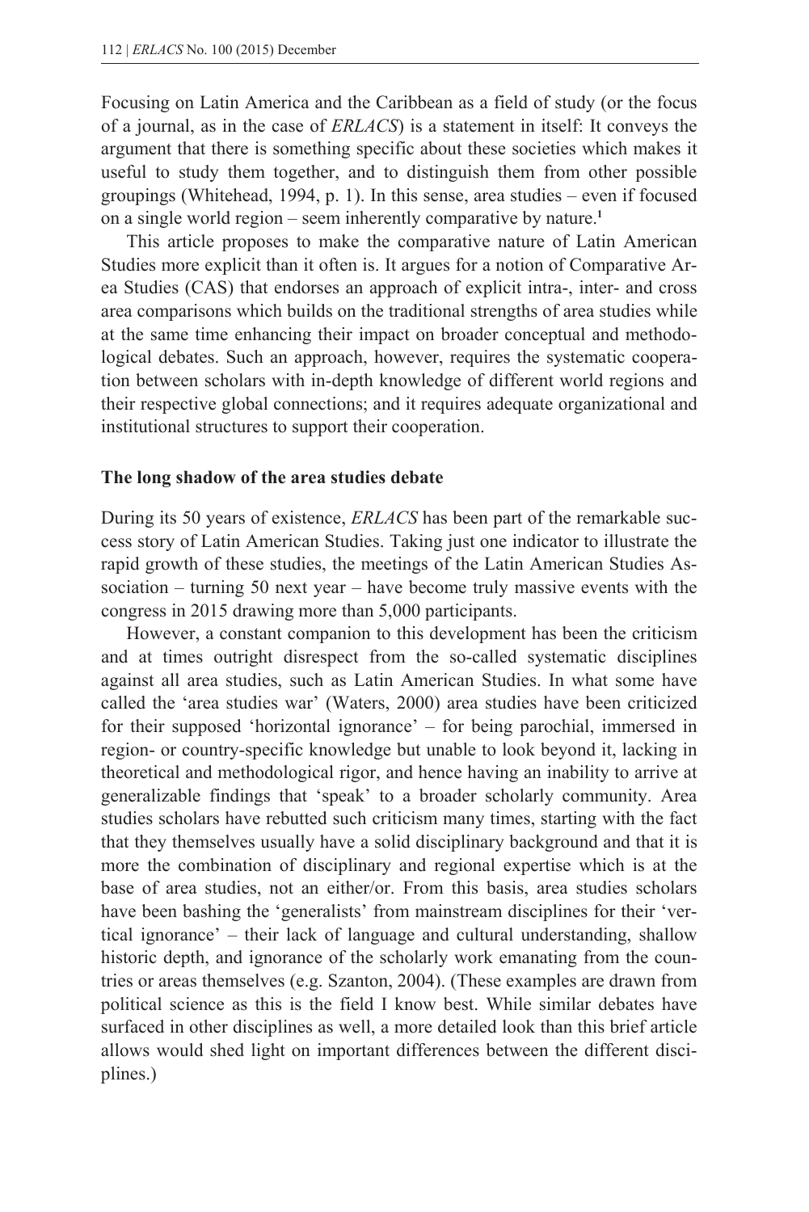Focusing on Latin America and the Caribbean as a field of study (or the focus of a journal, as in the case of *ERLACS*) is a statement in itself: It conveys the argument that there is something specific about these societies which makes it useful to study them together, and to distinguish them from other possible groupings (Whitehead, 1994, p. 1). In this sense, area studies – even if focused on a single world region – seem inherently comparative by nature.[1]

This article proposes to make the comparative nature of Latin American Studies more explicit than it often is. It argues for a notion of Comparative Area Studies (CAS) that endorses an approach of explicit intra-, inter- and cross area comparisons which builds on the traditional strengths of area studies while at the same time enhancing their impact on broader conceptual and methodological debates. Such an approach, however, requires the systematic cooperation between scholars with in-depth knowledge of different world regions and their respective global connections; and it requires adequate organizational and institutional structures to support their cooperation.

## The long shadow of the area studies debate

During its 50 years of existence, *ERLACS* has been part of the remarkable success story of Latin American Studies. Taking just one indicator to illustrate the rapid growth of these studies, the meetings of the Latin American Studies Association – turning 50 next year – have become truly massive events with the congress in 2015 drawing more than 5,000 participants.

However, a constant companion to this development has been the criticism and at times outright disrespect from the so-called systematic disciplines against all area studies, such as Latin American Studies. In what some have called the 'area studies war' (Waters, 2000) area studies have been criticized for their supposed 'horizontal ignorance' – for being parochial, immersed in region- or country-specific knowledge but unable to look beyond it, lacking in theoretical and methodological rigor, and hence having an inability to arrive at generalizable findings that 'speak' to a broader scholarly community. Area studies scholars have rebutted such criticism many times, starting with the fact that they themselves usually have a solid disciplinary background and that it is more the combination of disciplinary and regional expertise which is at the base of area studies, not an either/or. From this basis, area studies scholars have been bashing the 'generalists' from mainstream disciplines for their 'vertical ignorance' – their lack of language and cultural understanding, shallow historic depth, and ignorance of the scholarly work emanating from the countries or areas themselves (e.g. Szanton, 2004). (These examples are drawn from political science as this is the field I know best. While similar debates have surfaced in other disciplines as well, a more detailed look than this brief article allows would shed light on important differences between the different disciplines.)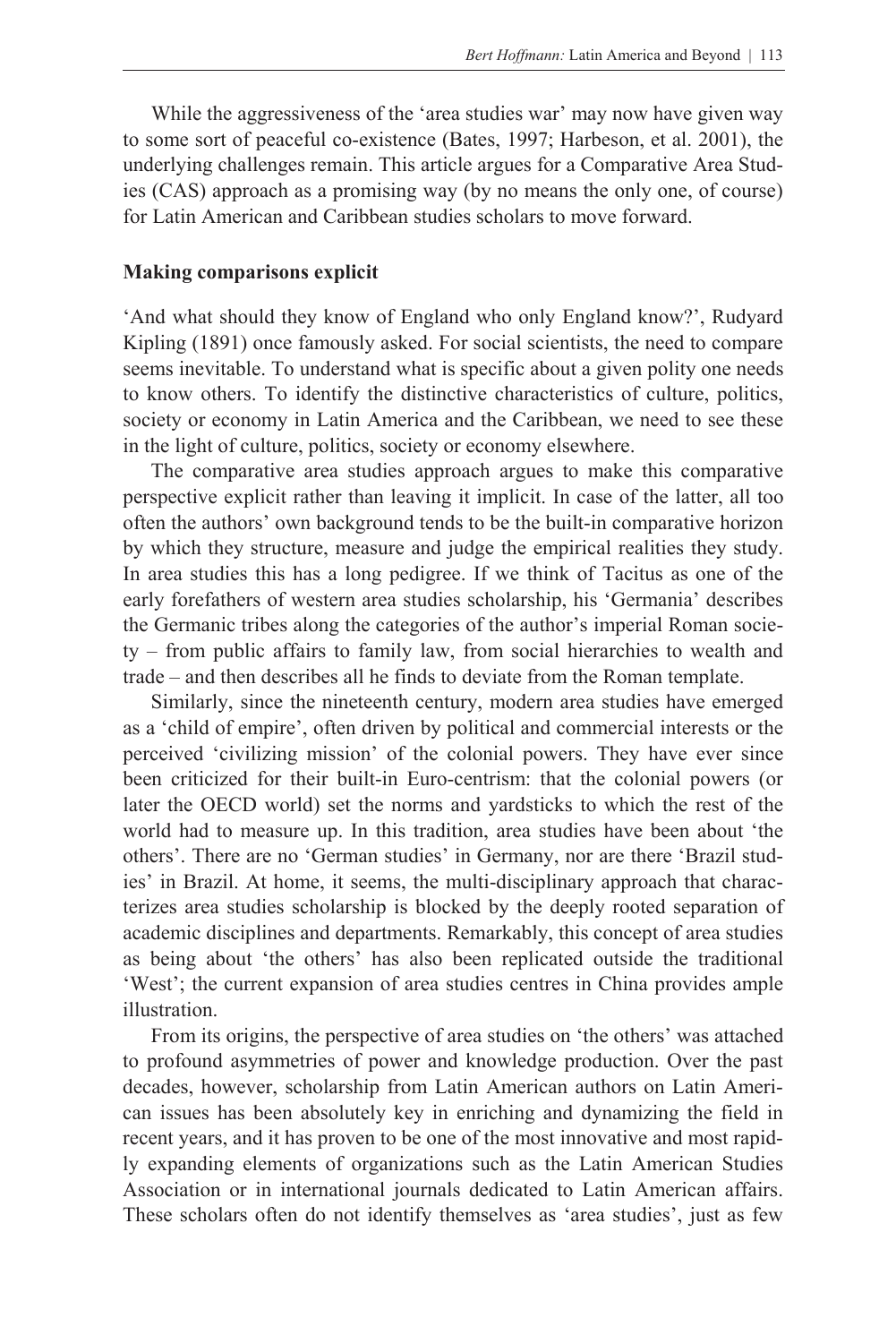While the aggressiveness of the 'area studies war' may now have given way to some sort of peaceful co-existence (Bates, 1997; Harbeson, et al. 2001), the underlying challenges remain. This article argues for a Comparative Area Studies (CAS) approach as a promising way (by no means the only one, of course) for Latin American and Caribbean studies scholars to move forward.

## Making comparisons explicit

'And what should they know of England who only England know?', Rudyard Kipling (1891) once famously asked. For social scientists, the need to compare seems inevitable. To understand what is specific about a given polity one needs to know others. To identify the distinctive characteristics of culture, politics, society or economy in Latin America and the Caribbean, we need to see these in the light of culture, politics, society or economy elsewhere.

The comparative area studies approach argues to make this comparative perspective explicit rather than leaving it implicit. In case of the latter, all too often the authors' own background tends to be the built-in comparative horizon by which they structure, measure and judge the empirical realities they study. In area studies this has a long pedigree. If we think of Tacitus as one of the early forefathers of western area studies scholarship, his 'Germania' describes the Germanic tribes along the categories of the author's imperial Roman society – from public affairs to family law, from social hierarchies to wealth and trade – and then describes all he finds to deviate from the Roman template.

Similarly, since the nineteenth century, modern area studies have emerged as a 'child of empire', often driven by political and commercial interests or the perceived 'civilizing mission' of the colonial powers. They have ever since been criticized for their built-in Euro-centrism: that the colonial powers (or later the OECD world) set the norms and yardsticks to which the rest of the world had to measure up. In this tradition, area studies have been about 'the others'. There are no 'German studies' in Germany, nor are there 'Brazil studies' in Brazil. At home, it seems, the multi-disciplinary approach that characterizes area studies scholarship is blocked by the deeply rooted separation of academic disciplines and departments. Remarkably, this concept of area studies as being about 'the others' has also been replicated outside the traditional 'West'; the current expansion of area studies centres in China provides ample illustration.

From its origins, the perspective of area studies on 'the others' was attached to profound asymmetries of power and knowledge production. Over the past decades, however, scholarship from Latin American authors on Latin American issues has been absolutely key in enriching and dynamizing the field in recent years, and it has proven to be one of the most innovative and most rapidly expanding elements of organizations such as the Latin American Studies Association or in international journals dedicated to Latin American affairs. These scholars often do not identify themselves as 'area studies', just as few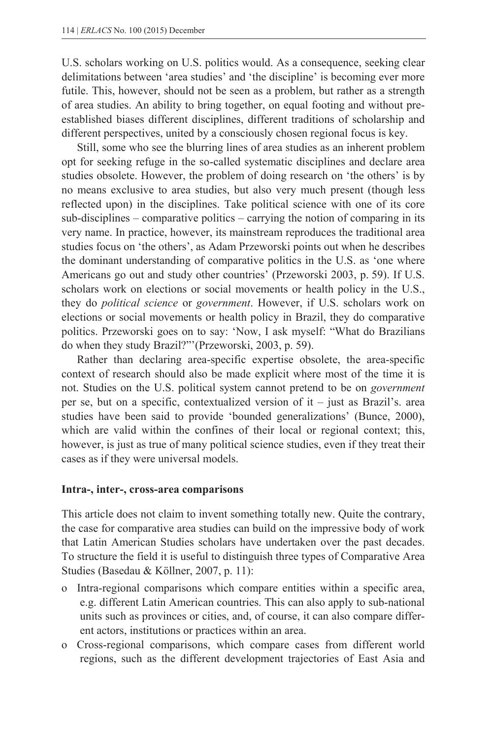U.S. scholars working on U.S. politics would. As a consequence, seeking clear delimitations between 'area studies' and 'the discipline' is becoming ever more futile. This, however, should not be seen as a problem, but rather as a strength of area studies. An ability to bring together, on equal footing and without pre-established biases different disciplines, different traditions of scholarship and different perspectives, united by a consciously chosen regional focus is key.

Still, some who see the blurring lines of area studies as an inherent problem opt for seeking refuge in the so-called systematic disciplines and declare area studies obsolete. However, the problem of doing research on 'the others' is by no means exclusive to area studies, but also very much present (though less reflected upon) in the disciplines. Take political science with one of its core sub-disciplines – comparative politics – carrying the notion of comparing in its very name. In practice, however, its mainstream reproduces the traditional area studies focus on 'the others', as Adam Przeworski points out when he describes the dominant understanding of comparative politics in the U.S. as 'one where Americans go out and study other countries' (Przeworski 2003, p. 59). If U.S. scholars work on elections or social movements or health policy in the U.S., they do *political science* or *government*. However, if U.S. scholars work on elections or social movements or health policy in Brazil, they do comparative politics. Przeworski goes on to say: 'Now, I ask myself: "What do Brazilians do when they study Brazil?"'(Przeworski, 2003, p. 59).

Rather than declaring area-specific expertise obsolete, the area-specific context of research should also be made explicit where most of the time it is not. Studies on the U.S. political system cannot pretend to be on *government* per se, but on a specific, contextualized version of it – just as Brazil's. area studies have been said to provide 'bounded generalizations' (Bunce, 2000), which are valid within the confines of their local or regional context; this, however, is just as true of many political science studies, even if they treat their cases as if they were universal models.

### Intra-, inter-, cross-area comparisons

This article does not claim to invent something totally new. Quite the contrary, the case for comparative area studies can build on the impressive body of work that Latin American Studies scholars have undertaken over the past decades. To structure the field it is useful to distinguish three types of Comparative Area Studies (Basedau & Köllner, 2007, p. 11):

- Intra-regional comparisons which compare entities within a specific area, e.g. different Latin American countries. This can also apply to sub-national units such as provinces or cities, and, of course, it can also compare different actors, institutions or practices within an area.
- Cross-regional comparisons, which compare cases from different world regions, such as the different development trajectories of East Asia and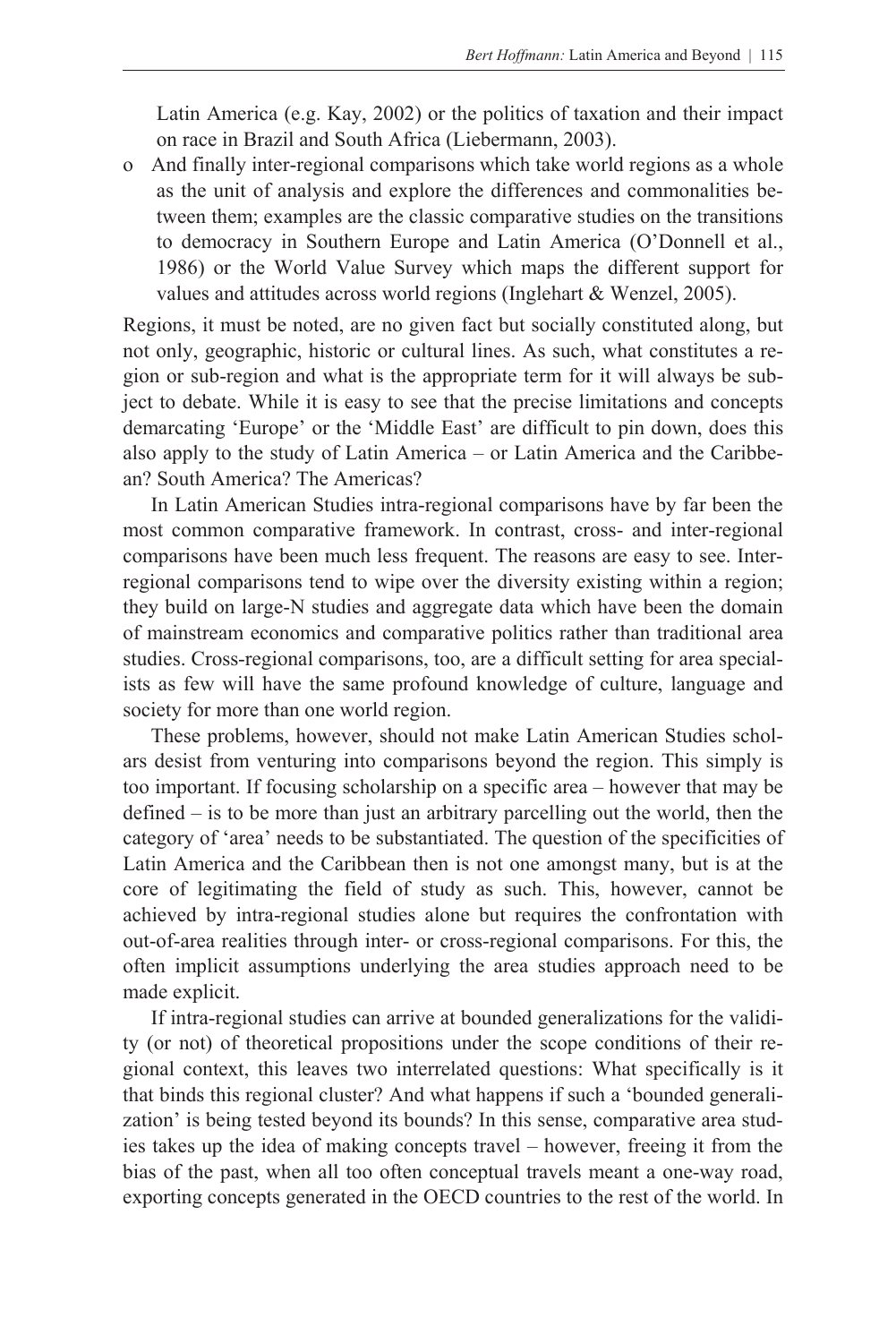Latin America (e.g. Kay, 2002) or the politics of taxation and their impact on race in Brazil and South Africa (Liebermann, 2003).

- And finally inter-regional comparisons which take world regions as a whole as the unit of analysis and explore the differences and commonalities between them; examples are the classic comparative studies on the transitions to democracy in Southern Europe and Latin America (O'Donnell et al., 1986) or the World Value Survey which maps the different support for values and attitudes across world regions (Inglehart & Wenzel, 2005).

Regions, it must be noted, are no given fact but socially constituted along, but not only, geographic, historic or cultural lines. As such, what constitutes a region or sub-region and what is the appropriate term for it will always be subject to debate. While it is easy to see that the precise limitations and concepts demarcating 'Europe' or the 'Middle East' are difficult to pin down, does this also apply to the study of Latin America – or Latin America and the Caribbean? South America? The Americas?

In Latin American Studies intra-regional comparisons have by far been the most common comparative framework. In contrast, cross- and inter-regional comparisons have been much less frequent. The reasons are easy to see. Inter-regional comparisons tend to wipe over the diversity existing within a region; they build on large-N studies and aggregate data which have been the domain of mainstream economics and comparative politics rather than traditional area studies. Cross-regional comparisons, too, are a difficult setting for area specialists as few will have the same profound knowledge of culture, language and society for more than one world region.

These problems, however, should not make Latin American Studies scholars desist from venturing into comparisons beyond the region. This simply is too important. If focusing scholarship on a specific area – however that may be defined – is to be more than just an arbitrary parcelling out the world, then the category of 'area' needs to be substantiated. The question of the specificities of Latin America and the Caribbean then is not one amongst many, but is at the core of legitimating the field of study as such. This, however, cannot be achieved by intra-regional studies alone but requires the confrontation with out-of-area realities through inter- or cross-regional comparisons. For this, the often implicit assumptions underlying the area studies approach need to be made explicit.

If intra-regional studies can arrive at bounded generalizations for the validity (or not) of theoretical propositions under the scope conditions of their regional context, this leaves two interrelated questions: What specifically is it that binds this regional cluster? And what happens if such a 'bounded generalization' is being tested beyond its bounds? In this sense, comparative area studies takes up the idea of making concepts travel – however, freeing it from the bias of the past, when all too often conceptual travels meant a one-way road, exporting concepts generated in the OECD countries to the rest of the world. In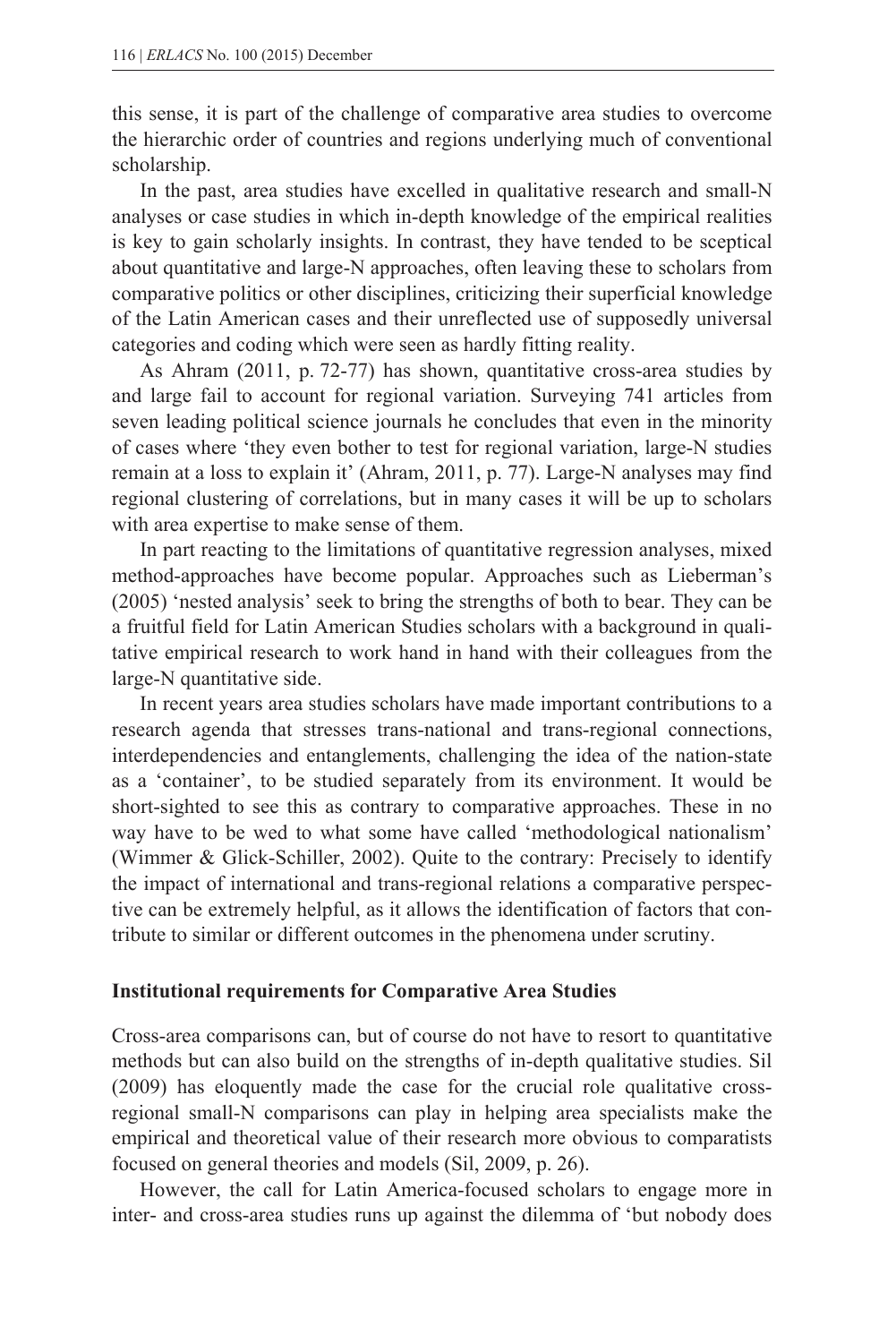this sense, it is part of the challenge of comparative area studies to overcome the hierarchic order of countries and regions underlying much of conventional scholarship.

In the past, area studies have excelled in qualitative research and small-N analyses or case studies in which in-depth knowledge of the empirical realities is key to gain scholarly insights. In contrast, they have tended to be sceptical about quantitative and large-N approaches, often leaving these to scholars from comparative politics or other disciplines, criticizing their superficial knowledge of the Latin American cases and their unreflected use of supposedly universal categories and coding which were seen as hardly fitting reality.

As Ahram (2011, p. 72-77) has shown, quantitative cross-area studies by and large fail to account for regional variation. Surveying 741 articles from seven leading political science journals he concludes that even in the minority of cases where 'they even bother to test for regional variation, large-N studies remain at a loss to explain it' (Ahram, 2011, p. 77). Large-N analyses may find regional clustering of correlations, but in many cases it will be up to scholars with area expertise to make sense of them.

In part reacting to the limitations of quantitative regression analyses, mixed method-approaches have become popular. Approaches such as Lieberman's (2005) 'nested analysis' seek to bring the strengths of both to bear. They can be a fruitful field for Latin American Studies scholars with a background in qualitative empirical research to work hand in hand with their colleagues from the large-N quantitative side.

In recent years area studies scholars have made important contributions to a research agenda that stresses trans-national and trans-regional connections, interdependencies and entanglements, challenging the idea of the nation-state as a 'container', to be studied separately from its environment. It would be short-sighted to see this as contrary to comparative approaches. These in no way have to be wed to what some have called 'methodological nationalism' (Wimmer & Glick-Schiller, 2002). Quite to the contrary: Precisely to identify the impact of international and trans-regional relations a comparative perspective can be extremely helpful, as it allows the identification of factors that contribute to similar or different outcomes in the phenomena under scrutiny.

## Institutional requirements for Comparative Area Studies

Cross-area comparisons can, but of course do not have to resort to quantitative methods but can also build on the strengths of in-depth qualitative studies. Sil (2009) has eloquently made the case for the crucial role qualitative cross-regional small-N comparisons can play in helping area specialists make the empirical and theoretical value of their research more obvious to comparatists focused on general theories and models (Sil, 2009, p. 26).

However, the call for Latin America-focused scholars to engage more in inter- and cross-area studies runs up against the dilemma of 'but nobody does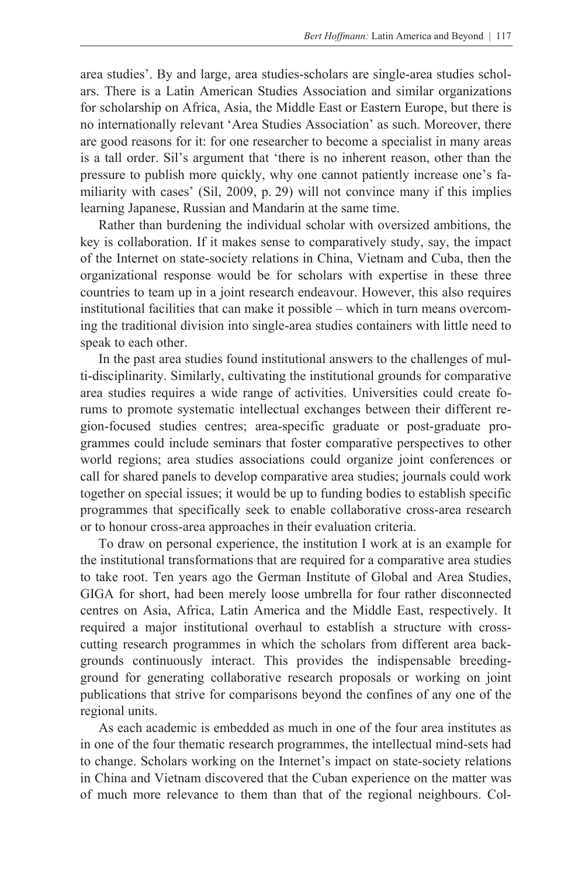area studies'. By and large, area studies-scholars are single-area studies scholars. There is a Latin American Studies Association and similar organizations for scholarship on Africa, Asia, the Middle East or Eastern Europe, but there is no internationally relevant 'Area Studies Association' as such. Moreover, there are good reasons for it: for one researcher to become a specialist in many areas is a tall order. Sil's argument that 'there is no inherent reason, other than the pressure to publish more quickly, why one cannot patiently increase one's familiarity with cases' (Sil, 2009, p. 29) will not convince many if this implies learning Japanese, Russian and Mandarin at the same time.

Rather than burdening the individual scholar with oversized ambitions, the key is collaboration. If it makes sense to comparatively study, say, the impact of the Internet on state-society relations in China, Vietnam and Cuba, then the organizational response would be for scholars with expertise in these three countries to team up in a joint research endeavour. However, this also requires institutional facilities that can make it possible – which in turn means overcoming the traditional division into single-area studies containers with little need to speak to each other.

In the past area studies found institutional answers to the challenges of multi-disciplinarity. Similarly, cultivating the institutional grounds for comparative area studies requires a wide range of activities. Universities could create forums to promote systematic intellectual exchanges between their different region-focused studies centres; area-specific graduate or post-graduate programmes could include seminars that foster comparative perspectives to other world regions; area studies associations could organize joint conferences or call for shared panels to develop comparative area studies; journals could work together on special issues; it would be up to funding bodies to establish specific programmes that specifically seek to enable collaborative cross-area research or to honour cross-area approaches in their evaluation criteria.

To draw on personal experience, the institution I work at is an example for the institutional transformations that are required for a comparative area studies to take root. Ten years ago the German Institute of Global and Area Studies, GIGA for short, had been merely loose umbrella for four rather disconnected centres on Asia, Africa, Latin America and the Middle East, respectively. It required a major institutional overhaul to establish a structure with cross-cutting research programmes in which the scholars from different area backgrounds continuously interact. This provides the indispensable breeding-ground for generating collaborative research proposals or working on joint publications that strive for comparisons beyond the confines of any one of the regional units.

As each academic is embedded as much in one of the four area institutes as in one of the four thematic research programmes, the intellectual mind-sets had to change. Scholars working on the Internet's impact on state-society relations in China and Vietnam discovered that the Cuban experience on the matter was of much more relevance to them than that of the regional neighbours. Col-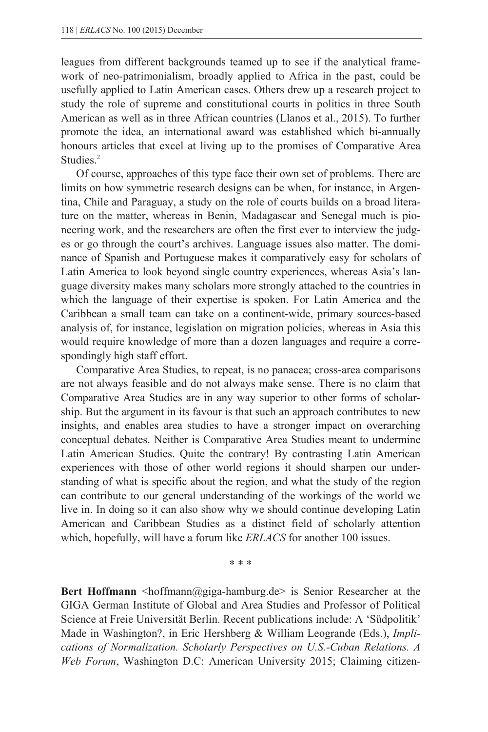leagues from different backgrounds teamed up to see if the analytical framework of neo-patrimonialism, broadly applied to Africa in the past, could be usefully applied to Latin American cases. Others drew up a research project to study the role of supreme and constitutional courts in politics in three South American as well as in three African countries (Llanos et al., 2015). To further promote the idea, an international award was established which bi-annually honours articles that excel at living up to the promises of Comparative Area Studies.[2]

Of course, approaches of this type face their own set of problems. There are limits on how symmetric research designs can be when, for instance, in Argentina, Chile and Paraguay, a study on the role of courts builds on a broad literature on the matter, whereas in Benin, Madagascar and Senegal much is pioneering work, and the researchers are often the first ever to interview the judges or go through the court's archives. Language issues also matter. The dominance of Spanish and Portuguese makes it comparatively easy for scholars of Latin America to look beyond single country experiences, whereas Asia's language diversity makes many scholars more strongly attached to the countries in which the language of their expertise is spoken. For Latin America and the Caribbean a small team can take on a continent-wide, primary sources-based analysis of, for instance, legislation on migration policies, whereas in Asia this would require knowledge of more than a dozen languages and require a correspondingly high staff effort.

Comparative Area Studies, to repeat, is no panacea; cross-area comparisons are not always feasible and do not always make sense. There is no claim that Comparative Area Studies are in any way superior to other forms of scholarship. But the argument in its favour is that such an approach contributes to new insights, and enables area studies to have a stronger impact on overarching conceptual debates. Neither is Comparative Area Studies meant to undermine Latin American Studies. Quite the contrary! By contrasting Latin American experiences with those of other world regions it should sharpen our understanding of what is specific about the region, and what the study of the region can contribute to our general understanding of the workings of the world we live in. In doing so it can also show why we should continue developing Latin American and Caribbean Studies as a distinct field of scholarly attention which, hopefully, will have a forum like *ERLACS* for another 100 issues.

\* \* \*

**Bert Hoffmann** <hoffmann@giga-hamburg.de> is Senior Researcher at the GIGA German Institute of Global and Area Studies and Professor of Political Science at Freie Universität Berlin. Recent publications include: A 'Südpolitik' Made in Washington?, in Eric Hershberg & William Leogrande (Eds.), *Implications of Normalization. Scholarly Perspectives on U.S.-Cuban Relations. A Web Forum*, Washington D.C: American University 2015; Claiming citizen-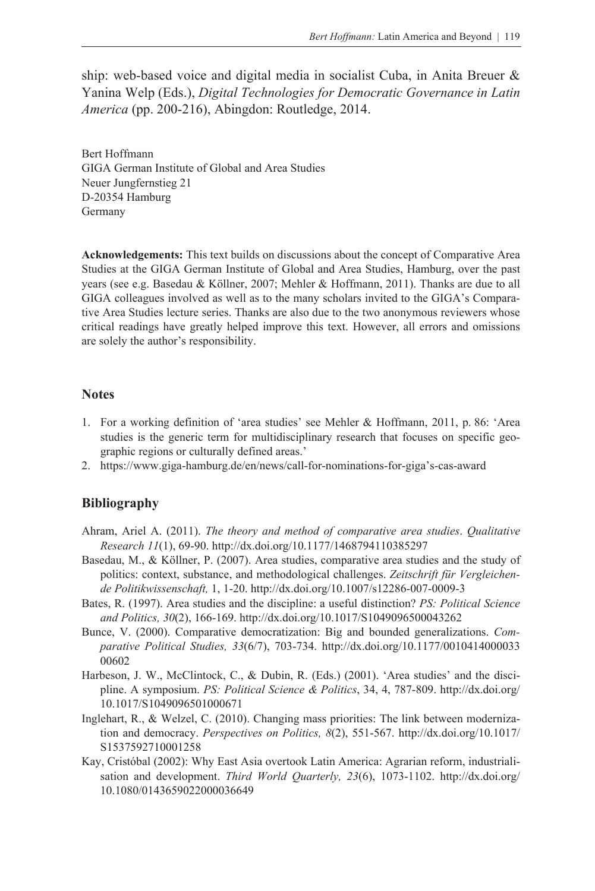ship: web-based voice and digital media in socialist Cuba, in Anita Breuer & Yanina Welp (Eds.), *Digital Technologies for Democratic Governance in Latin America* (pp. 200-216), Abingdon: Routledge, 2014.

Bert Hoffmann  
GIGA German Institute of Global and Area Studies  
Neuer Jungfernstieg 21  
D-20354 Hamburg  
Germany

**Acknowledgements:** This text builds on discussions about the concept of Comparative Area Studies at the GIGA German Institute of Global and Area Studies, Hamburg, over the past years (see e.g. Basedau & Köllner, 2007; Mehler & Hoffmann, 2011). Thanks are due to all GIGA colleagues involved as well as to the many scholars invited to the GIGA's Comparative Area Studies lecture series. Thanks are also due to the two anonymous reviewers whose critical readings have greatly helped improve this text. However, all errors and omissions are solely the author's responsibility.

## Notes

1. For a working definition of 'area studies' see Mehler & Hoffmann, 2011, p. 86: 'Area studies is the generic term for multidisciplinary research that focuses on specific geographic regions or culturally defined areas.'
2. https://www.giga-hamburg.de/en/news/call-for-nominations-for-giga's-cas-award

## Bibliography

Ahram, Ariel A. (2011). *The theory and method of comparative area studies*. *Qualitative Research 11*(1), 69-90. http://dx.doi.org/10.1177/1468794110385297

Basedau, M., & Köllner, P. (2007). Area studies, comparative area studies and the study of politics: context, substance, and methodological challenges. *Zeitschrift für Vergleichende Politikwissenschaft,* 1, 1-20. http://dx.doi.org/10.1007/s12286-007-0009-3

Bates, R. (1997). Area studies and the discipline: a useful distinction? *PS: Political Science and Politics, 30*(2), 166-169. http://dx.doi.org/10.1017/S1049096500043262

Bunce, V. (2000). Comparative democratization: Big and bounded generalizations. *Comparative Political Studies, 33*(6/7), 703-734. http://dx.doi.org/10.1177/001041400003300602

Harbeson, J. W., McClintock, C., & Dubin, R. (Eds.) (2001). 'Area studies' and the discipline. A symposium. *PS: Political Science & Politics*, 34, 4, 787-809. http://dx.doi.org/10.1017/S1049096501000671

Inglehart, R., & Welzel, C. (2010). Changing mass priorities: The link between modernization and democracy. *Perspectives on Politics, 8*(2), 551-567. http://dx.doi.org/10.1017/S1537592710001258

Kay, Cristóbal (2002): Why East Asia overtook Latin America: Agrarian reform, industrialisation and development. *Third World Quarterly, 23*(6), 1073-1102. http://dx.doi.org/10.1080/0143659022000036649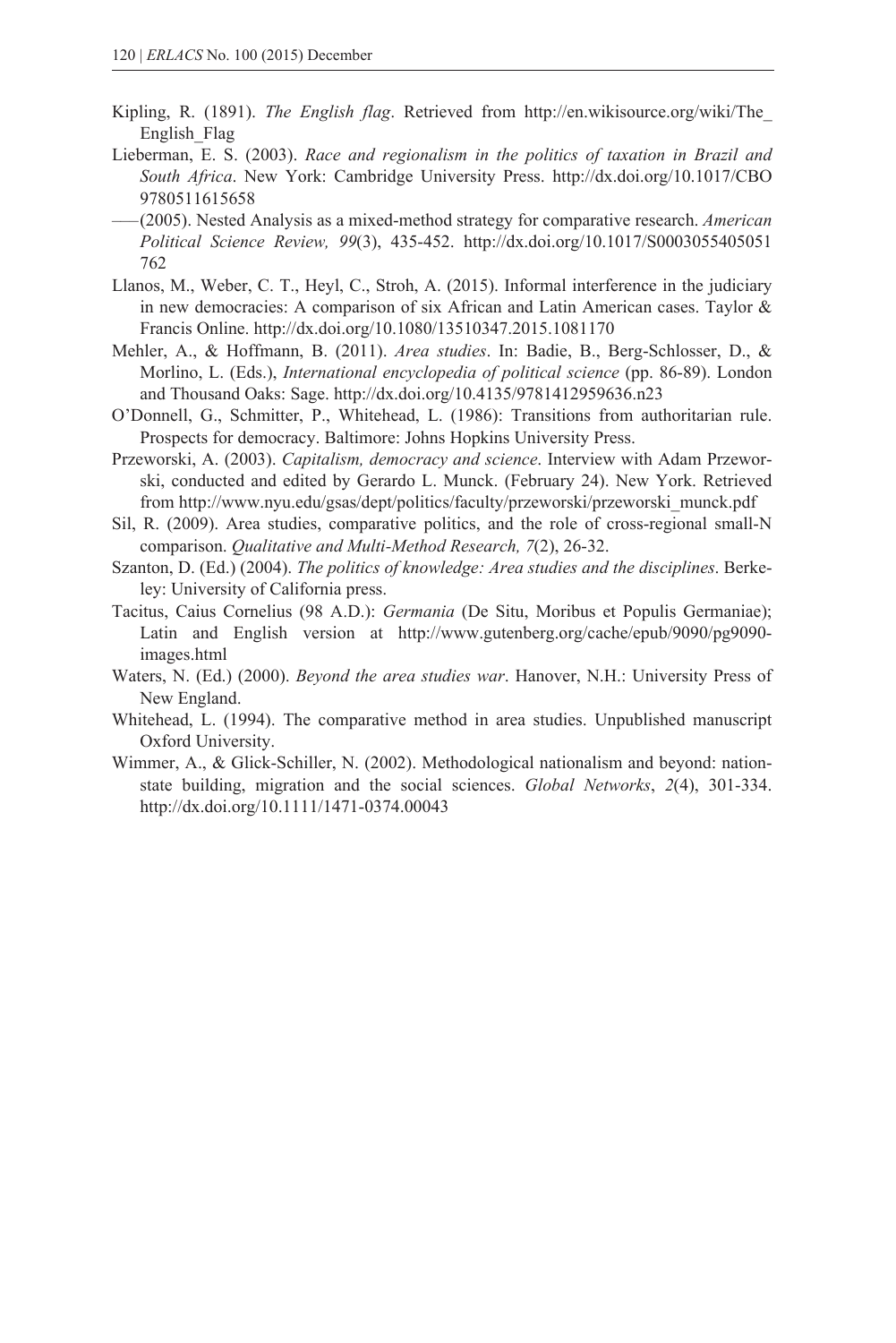Kipling, R. (1891). *The English flag*. Retrieved from http://en.wikisource.org/wiki/The_English_Flag

Lieberman, E. S. (2003). *Race and regionalism in the politics of taxation in Brazil and South Africa*. New York: Cambridge University Press. http://dx.doi.org/10.1017/CBO9780511615658

——(2005). Nested Analysis as a mixed-method strategy for comparative research. *American Political Science Review, 99*(3), 435-452. http://dx.doi.org/10.1017/S0003055405051762

Llanos, M., Weber, C. T., Heyl, C., Stroh, A. (2015). Informal interference in the judiciary in new democracies: A comparison of six African and Latin American cases. Taylor & Francis Online. http://dx.doi.org/10.1080/13510347.2015.1081170

Mehler, A., & Hoffmann, B. (2011). *Area studies*. In: Badie, B., Berg-Schlosser, D., & Morlino, L. (Eds.), *International encyclopedia of political science* (pp. 86-89). London and Thousand Oaks: Sage. http://dx.doi.org/10.4135/9781412959636.n23

O'Donnell, G., Schmitter, P., Whitehead, L. (1986): Transitions from authoritarian rule. Prospects for democracy. Baltimore: Johns Hopkins University Press.

Przeworski, A. (2003). *Capitalism, democracy and science*. Interview with Adam Przeworski, conducted and edited by Gerardo L. Munck. (February 24). New York. Retrieved from http://www.nyu.edu/gsas/dept/politics/faculty/przeworski/przeworski_munck.pdf

Sil, R. (2009). Area studies, comparative politics, and the role of cross-regional small-N comparison. *Qualitative and Multi-Method Research, 7*(2), 26-32.

Szanton, D. (Ed.) (2004). *The politics of knowledge: Area studies and the disciplines*. Berkeley: University of California press.

Tacitus, Caius Cornelius (98 A.D.): *Germania* (De Situ, Moribus et Populis Germaniae); Latin and English version at http://www.gutenberg.org/cache/epub/9090/pg9090-images.html

Waters, N. (Ed.) (2000). *Beyond the area studies war*. Hanover, N.H.: University Press of New England.

Whitehead, L. (1994). The comparative method in area studies. Unpublished manuscript Oxford University.

Wimmer, A., & Glick-Schiller, N. (2002). Methodological nationalism and beyond: nation-state building, migration and the social sciences. *Global Networks*, *2*(4), 301-334. http://dx.doi.org/10.1111/1471-0374.00043